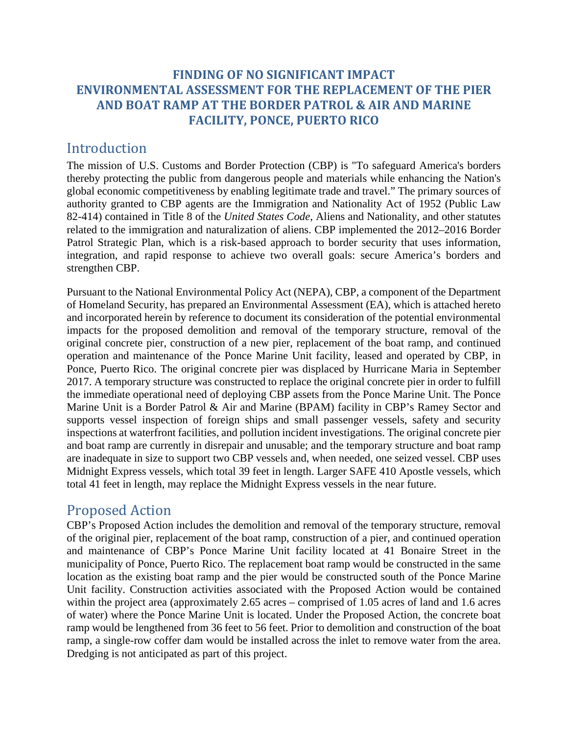# FINDING OF NO SIGNIFICANT IMPACT ENVIRONMENTAL ASSESSMENT FOR THE REPLACEMENT OF THE PIER AND BOAT RAMP AT THE BORDER PATROL & AIR AND MARINE FACILITY, PONCE, PUERTO RICO

## Introduction

The mission of U.S. Customs and Border Protection (CBP) is "To safeguard America's borders thereby protecting the public from dangerous people and materials while enhancing the Nation's global economic competitiveness by enabling legitimate trade and travel." The primary sources of authority granted to CBP agents are the Immigration and Nationality Act of 1952 (Public Law 82-414) contained in Title 8 of the *United States Code*, Aliens and Nationality, and other statutes related to the immigration and naturalization of aliens. CBP implemented the 2012–2016 Border Patrol Strategic Plan, which is a risk-based approach to border security that uses information, integration, and rapid response to achieve two overall goals: secure America's borders and strengthen CBP.

Pursuant to the National Environmental Policy Act (NEPA), CBP, a component of the Department of Homeland Security, has prepared an Environmental Assessment (EA), which is attached hereto and incorporated herein by reference to document its consideration of the potential environmental impacts for the proposed demolition and removal of the temporary structure, removal of the original concrete pier, construction of a new pier, replacement of the boat ramp, and continued operation and maintenance of the Ponce Marine Unit facility, leased and operated by CBP, in Ponce, Puerto Rico. The original concrete pier was displaced by Hurricane Maria in September 2017. A temporary structure was constructed to replace the original concrete pier in order to fulfill the immediate operational need of deploying CBP assets from the Ponce Marine Unit. The Ponce Marine Unit is a Border Patrol & Air and Marine (BPAM) facility in CBP's Ramey Sector and supports vessel inspection of foreign ships and small passenger vessels, safety and security inspections at waterfront facilities, and pollution incident investigations. The original concrete pier and boat ramp are currently in disrepair and unusable; and the temporary structure and boat ramp are inadequate in size to support two CBP vessels and, when needed, one seized vessel. CBP uses Midnight Express vessels, which total 39 feet in length. Larger SAFE 410 Apostle vessels, which total 41 feet in length, may replace the Midnight Express vessels in the near future.

## Proposed Action

CBP's Proposed Action includes the demolition and removal of the temporary structure, removal of the original pier, replacement of the boat ramp, construction of a pier, and continued operation and maintenance of CBP's Ponce Marine Unit facility located at 41 Bonaire Street in the municipality of Ponce, Puerto Rico. The replacement boat ramp would be constructed in the same location as the existing boat ramp and the pier would be constructed south of the Ponce Marine Unit facility. Construction activities associated with the Proposed Action would be contained within the project area (approximately 2.65 acres – comprised of 1.05 acres of land and 1.6 acres of water) where the Ponce Marine Unit is located. Under the Proposed Action, the concrete boat ramp would be lengthened from 36 feet to 56 feet. Prior to demolition and construction of the boat ramp, a single-row coffer dam would be installed across the inlet to remove water from the area. Dredging is not anticipated as part of this project.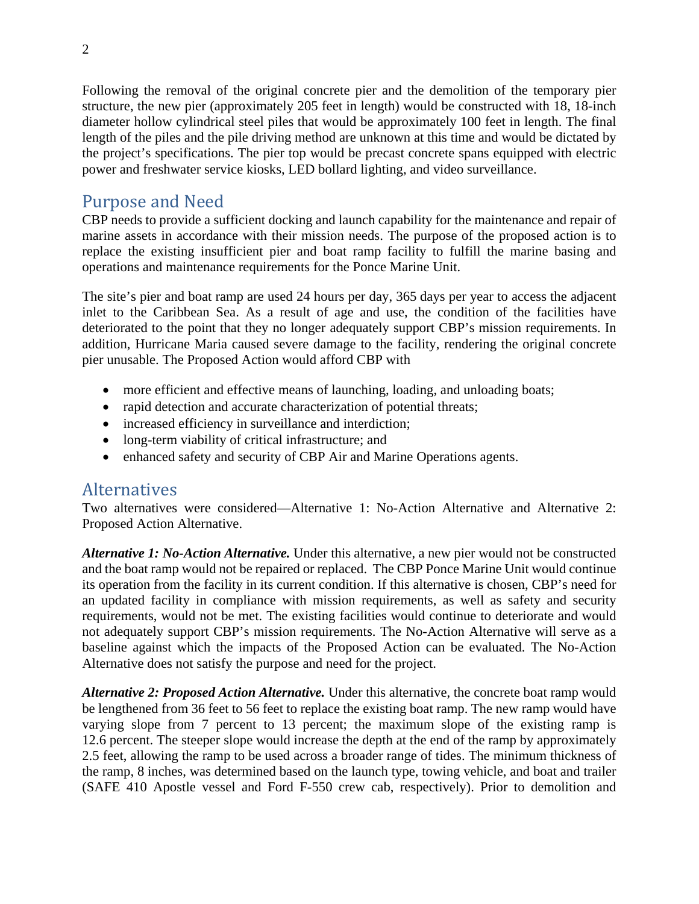Following the removal of the original concrete pier and the demolition of the temporary pier structure, the new pier (approximately 205 feet in length) would be constructed with 18, 18-inch diameter hollow cylindrical steel piles that would be approximately 100 feet in length. The final length of the piles and the pile driving method are unknown at this time and would be dictated by the project's specifications. The pier top would be precast concrete spans equipped with electric power and freshwater service kiosks, LED bollard lighting, and video surveillance.

## Purpose and Need

CBP needs to provide a sufficient docking and launch capability for the maintenance and repair of marine assets in accordance with their mission needs. The purpose of the proposed action is to replace the existing insufficient pier and boat ramp facility to fulfill the marine basing and operations and maintenance requirements for the Ponce Marine Unit.

The site's pier and boat ramp are used 24 hours per day, 365 days per year to access the adjacent inlet to the Caribbean Sea. As a result of age and use, the condition of the facilities have deteriorated to the point that they no longer adequately support CBP's mission requirements. In addition, Hurricane Maria caused severe damage to the facility, rendering the original concrete pier unusable. The Proposed Action would afford CBP with

- more efficient and effective means of launching, loading, and unloading boats;
- rapid detection and accurate characterization of potential threats;
- increased efficiency in surveillance and interdiction;
- long-term viability of critical infrastructure; and
- enhanced safety and security of CBP Air and Marine Operations agents.

## Alternatives

Two alternatives were considered—Alternative 1: No-Action Alternative and Alternative 2: Proposed Action Alternative.

***Alternative 1: No-Action Alternative.*** Under this alternative, a new pier would not be constructed and the boat ramp would not be repaired or replaced. The CBP Ponce Marine Unit would continue its operation from the facility in its current condition. If this alternative is chosen, CBP's need for an updated facility in compliance with mission requirements, as well as safety and security requirements, would not be met. The existing facilities would continue to deteriorate and would not adequately support CBP's mission requirements. The No-Action Alternative will serve as a baseline against which the impacts of the Proposed Action can be evaluated. The No-Action Alternative does not satisfy the purpose and need for the project.

***Alternative 2: Proposed Action Alternative.*** Under this alternative, the concrete boat ramp would be lengthened from 36 feet to 56 feet to replace the existing boat ramp. The new ramp would have varying slope from 7 percent to 13 percent; the maximum slope of the existing ramp is 12.6 percent. The steeper slope would increase the depth at the end of the ramp by approximately 2.5 feet, allowing the ramp to be used across a broader range of tides. The minimum thickness of the ramp, 8 inches, was determined based on the launch type, towing vehicle, and boat and trailer (SAFE 410 Apostle vessel and Ford F-550 crew cab, respectively). Prior to demolition and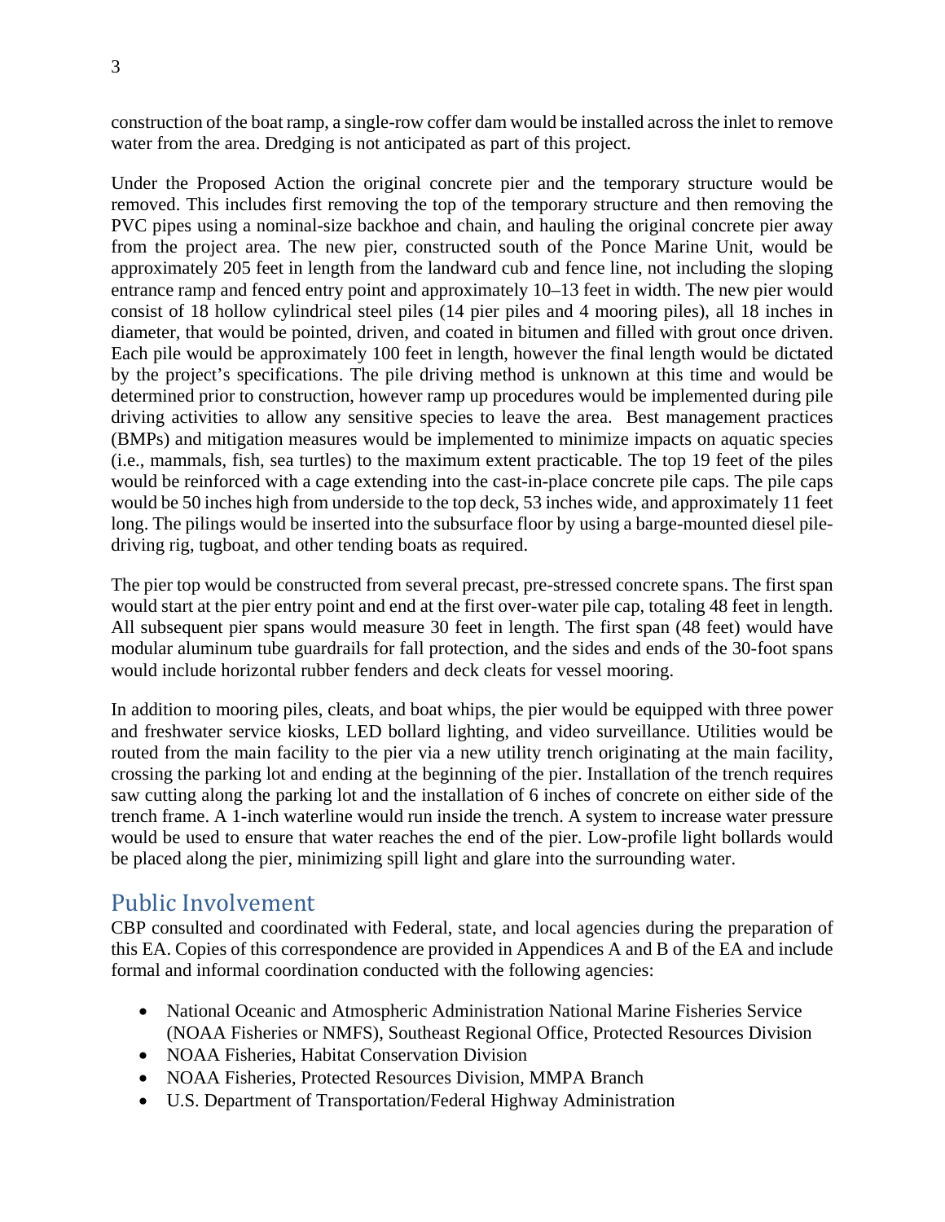construction of the boat ramp, a single-row coffer dam would be installed across the inlet to remove water from the area. Dredging is not anticipated as part of this project.

Under the Proposed Action the original concrete pier and the temporary structure would be removed. This includes first removing the top of the temporary structure and then removing the PVC pipes using a nominal-size backhoe and chain, and hauling the original concrete pier away from the project area. The new pier, constructed south of the Ponce Marine Unit, would be approximately 205 feet in length from the landward cub and fence line, not including the sloping entrance ramp and fenced entry point and approximately 10–13 feet in width. The new pier would consist of 18 hollow cylindrical steel piles (14 pier piles and 4 mooring piles), all 18 inches in diameter, that would be pointed, driven, and coated in bitumen and filled with grout once driven. Each pile would be approximately 100 feet in length, however the final length would be dictated by the project's specifications. The pile driving method is unknown at this time and would be determined prior to construction, however ramp up procedures would be implemented during pile driving activities to allow any sensitive species to leave the area. Best management practices (BMPs) and mitigation measures would be implemented to minimize impacts on aquatic species (i.e., mammals, fish, sea turtles) to the maximum extent practicable. The top 19 feet of the piles would be reinforced with a cage extending into the cast-in-place concrete pile caps. The pile caps would be 50 inches high from underside to the top deck, 53 inches wide, and approximately 11 feet long. The pilings would be inserted into the subsurface floor by using a barge-mounted diesel pile-driving rig, tugboat, and other tending boats as required.

The pier top would be constructed from several precast, pre-stressed concrete spans. The first span would start at the pier entry point and end at the first over-water pile cap, totaling 48 feet in length. All subsequent pier spans would measure 30 feet in length. The first span (48 feet) would have modular aluminum tube guardrails for fall protection, and the sides and ends of the 30-foot spans would include horizontal rubber fenders and deck cleats for vessel mooring.

In addition to mooring piles, cleats, and boat whips, the pier would be equipped with three power and freshwater service kiosks, LED bollard lighting, and video surveillance. Utilities would be routed from the main facility to the pier via a new utility trench originating at the main facility, crossing the parking lot and ending at the beginning of the pier. Installation of the trench requires saw cutting along the parking lot and the installation of 6 inches of concrete on either side of the trench frame. A 1-inch waterline would run inside the trench. A system to increase water pressure would be used to ensure that water reaches the end of the pier. Low-profile light bollards would be placed along the pier, minimizing spill light and glare into the surrounding water.

## Public Involvement

CBP consulted and coordinated with Federal, state, and local agencies during the preparation of this EA. Copies of this correspondence are provided in Appendices A and B of the EA and include formal and informal coordination conducted with the following agencies:

- National Oceanic and Atmospheric Administration National Marine Fisheries Service (NOAA Fisheries or NMFS), Southeast Regional Office, Protected Resources Division
- NOAA Fisheries, Habitat Conservation Division
- NOAA Fisheries, Protected Resources Division, MMPA Branch
- U.S. Department of Transportation/Federal Highway Administration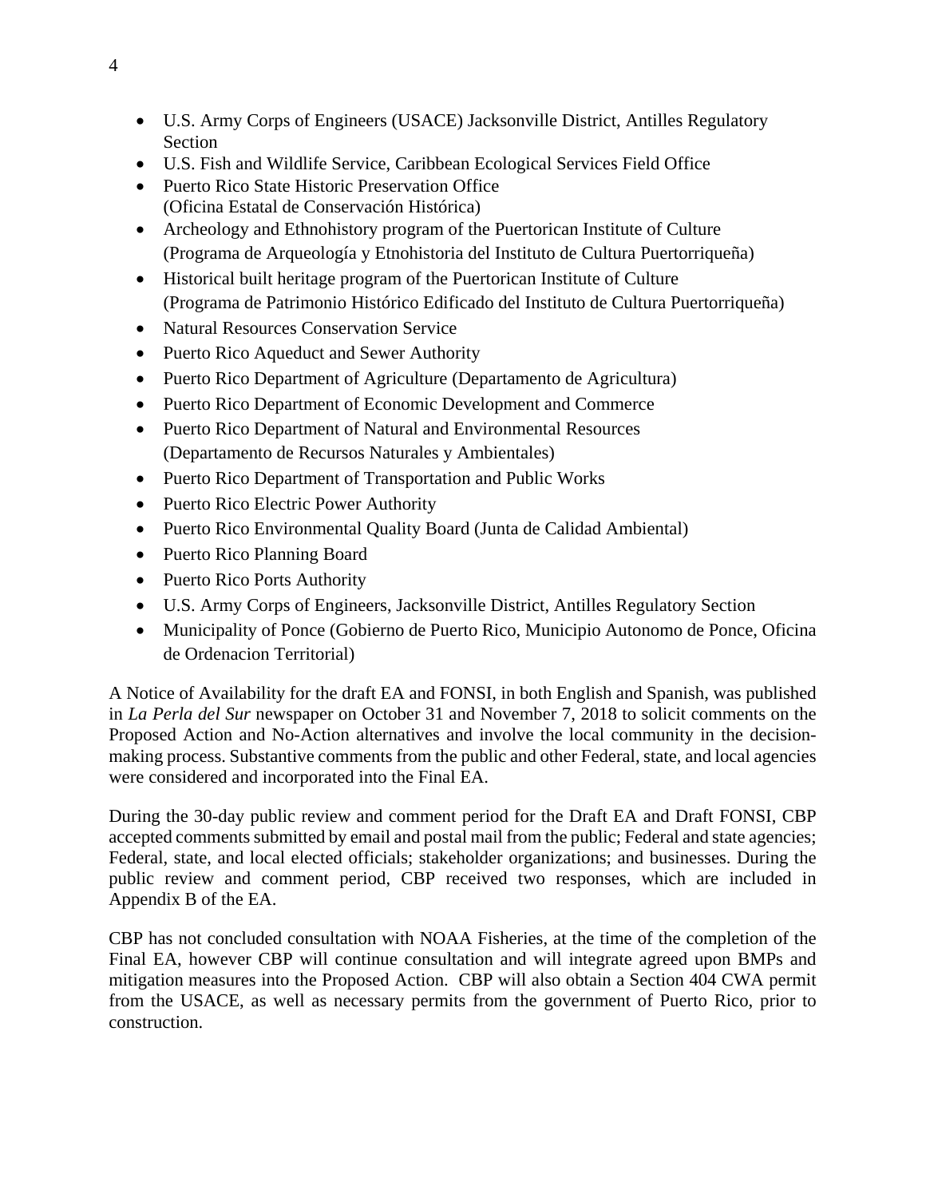- U.S. Army Corps of Engineers (USACE) Jacksonville District, Antilles Regulatory Section
- U.S. Fish and Wildlife Service, Caribbean Ecological Services Field Office
- Puerto Rico State Historic Preservation Office
  (Oficina Estatal de Conservación Histórica)
- Archeology and Ethnohistory program of the Puertorican Institute of Culture
  (Programa de Arqueología y Etnohistoria del Instituto de Cultura Puertorriqueña)
- Historical built heritage program of the Puertorican Institute of Culture
  (Programa de Patrimonio Histórico Edificado del Instituto de Cultura Puertorriqueña)
- Natural Resources Conservation Service
- Puerto Rico Aqueduct and Sewer Authority
- Puerto Rico Department of Agriculture (Departamento de Agricultura)
- Puerto Rico Department of Economic Development and Commerce
- Puerto Rico Department of Natural and Environmental Resources
  (Departamento de Recursos Naturales y Ambientales)
- Puerto Rico Department of Transportation and Public Works
- Puerto Rico Electric Power Authority
- Puerto Rico Environmental Quality Board (Junta de Calidad Ambiental)
- Puerto Rico Planning Board
- Puerto Rico Ports Authority
- U.S. Army Corps of Engineers, Jacksonville District, Antilles Regulatory Section
- Municipality of Ponce (Gobierno de Puerto Rico, Municipio Autonomo de Ponce, Oficina de Ordenacion Territorial)

A Notice of Availability for the draft EA and FONSI, in both English and Spanish, was published in *La Perla del Sur* newspaper on October 31 and November 7, 2018 to solicit comments on the Proposed Action and No-Action alternatives and involve the local community in the decision-making process. Substantive comments from the public and other Federal, state, and local agencies were considered and incorporated into the Final EA.

During the 30-day public review and comment period for the Draft EA and Draft FONSI, CBP accepted comments submitted by email and postal mail from the public; Federal and state agencies; Federal, state, and local elected officials; stakeholder organizations; and businesses. During the public review and comment period, CBP received two responses, which are included in Appendix B of the EA.

CBP has not concluded consultation with NOAA Fisheries, at the time of the completion of the Final EA, however CBP will continue consultation and will integrate agreed upon BMPs and mitigation measures into the Proposed Action. CBP will also obtain a Section 404 CWA permit from the USACE, as well as necessary permits from the government of Puerto Rico, prior to construction.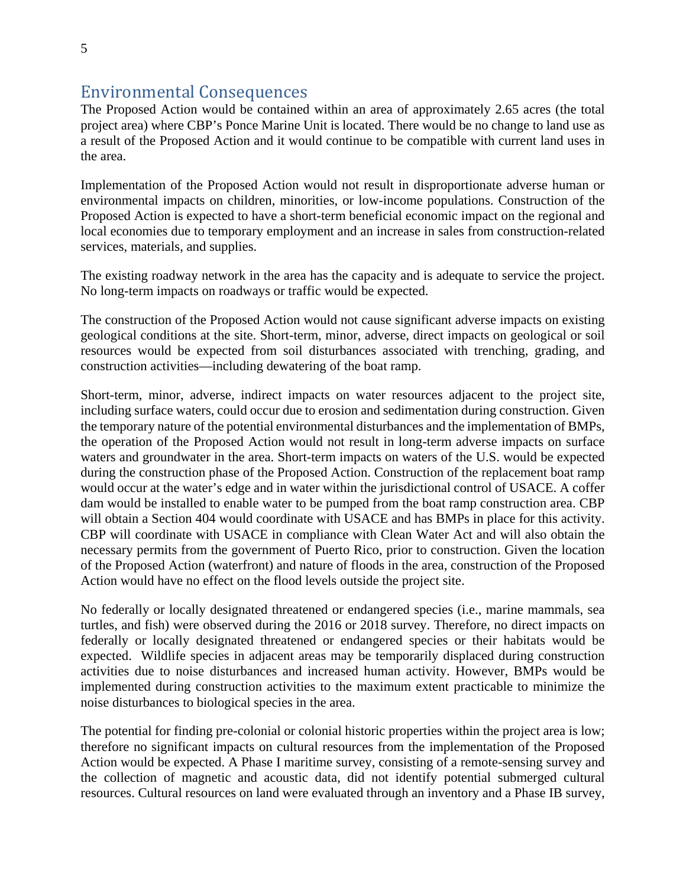## Environmental Consequences

The Proposed Action would be contained within an area of approximately 2.65 acres (the total project area) where CBP's Ponce Marine Unit is located. There would be no change to land use as a result of the Proposed Action and it would continue to be compatible with current land uses in the area.

Implementation of the Proposed Action would not result in disproportionate adverse human or environmental impacts on children, minorities, or low-income populations. Construction of the Proposed Action is expected to have a short-term beneficial economic impact on the regional and local economies due to temporary employment and an increase in sales from construction-related services, materials, and supplies.

The existing roadway network in the area has the capacity and is adequate to service the project. No long-term impacts on roadways or traffic would be expected.

The construction of the Proposed Action would not cause significant adverse impacts on existing geological conditions at the site. Short-term, minor, adverse, direct impacts on geological or soil resources would be expected from soil disturbances associated with trenching, grading, and construction activities—including dewatering of the boat ramp.

Short-term, minor, adverse, indirect impacts on water resources adjacent to the project site, including surface waters, could occur due to erosion and sedimentation during construction. Given the temporary nature of the potential environmental disturbances and the implementation of BMPs, the operation of the Proposed Action would not result in long-term adverse impacts on surface waters and groundwater in the area. Short-term impacts on waters of the U.S. would be expected during the construction phase of the Proposed Action. Construction of the replacement boat ramp would occur at the water's edge and in water within the jurisdictional control of USACE. A coffer dam would be installed to enable water to be pumped from the boat ramp construction area. CBP will obtain a Section 404 would coordinate with USACE and has BMPs in place for this activity. CBP will coordinate with USACE in compliance with Clean Water Act and will also obtain the necessary permits from the government of Puerto Rico, prior to construction. Given the location of the Proposed Action (waterfront) and nature of floods in the area, construction of the Proposed Action would have no effect on the flood levels outside the project site.

No federally or locally designated threatened or endangered species (i.e., marine mammals, sea turtles, and fish) were observed during the 2016 or 2018 survey. Therefore, no direct impacts on federally or locally designated threatened or endangered species or their habitats would be expected. Wildlife species in adjacent areas may be temporarily displaced during construction activities due to noise disturbances and increased human activity. However, BMPs would be implemented during construction activities to the maximum extent practicable to minimize the noise disturbances to biological species in the area.

The potential for finding pre-colonial or colonial historic properties within the project area is low; therefore no significant impacts on cultural resources from the implementation of the Proposed Action would be expected. A Phase I maritime survey, consisting of a remote-sensing survey and the collection of magnetic and acoustic data, did not identify potential submerged cultural resources. Cultural resources on land were evaluated through an inventory and a Phase IB survey,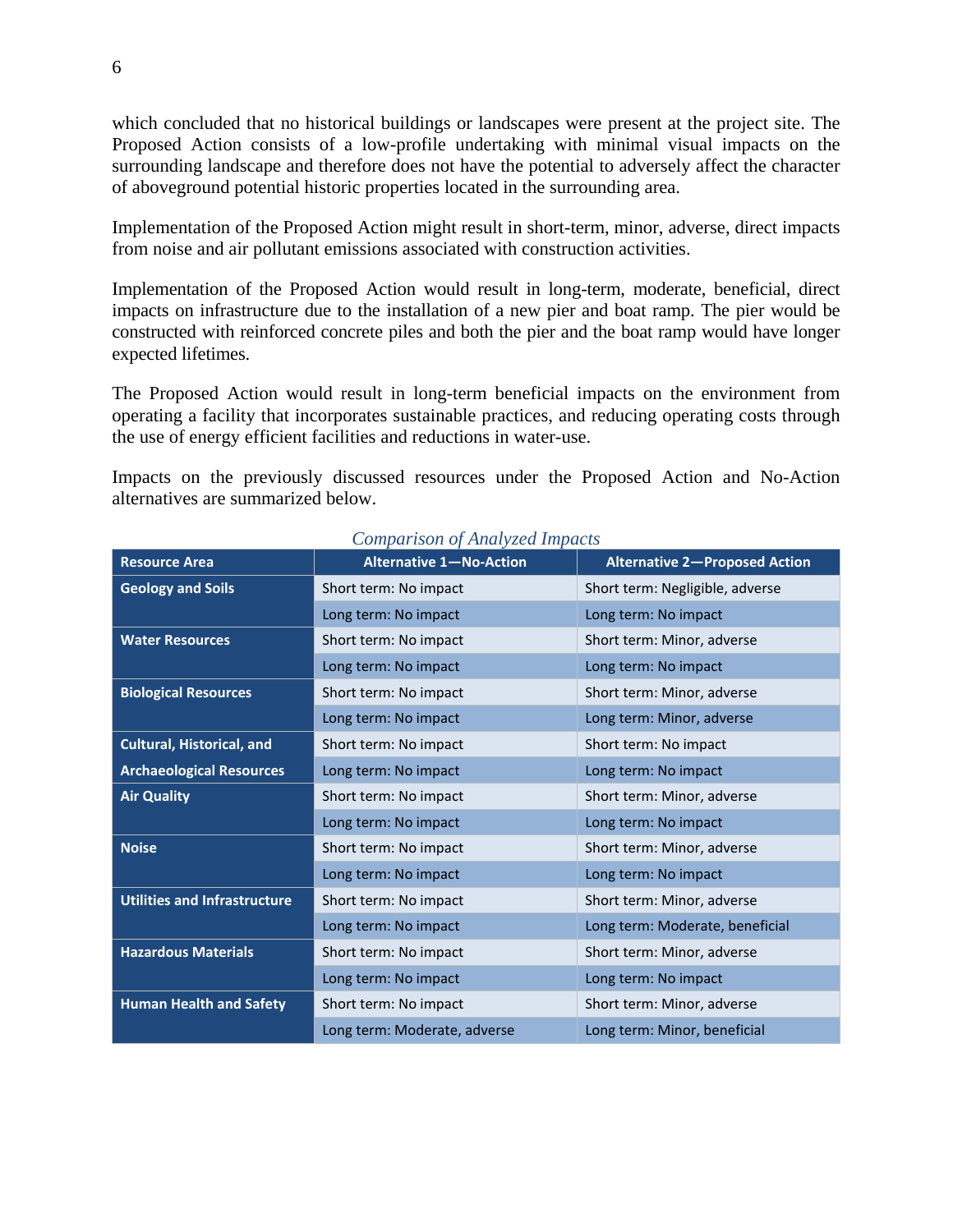which concluded that no historical buildings or landscapes were present at the project site. The Proposed Action consists of a low-profile undertaking with minimal visual impacts on the surrounding landscape and therefore does not have the potential to adversely affect the character of aboveground potential historic properties located in the surrounding area.

Implementation of the Proposed Action might result in short-term, minor, adverse, direct impacts from noise and air pollutant emissions associated with construction activities.

Implementation of the Proposed Action would result in long-term, moderate, beneficial, direct impacts on infrastructure due to the installation of a new pier and boat ramp. The pier would be constructed with reinforced concrete piles and both the pier and the boat ramp would have longer expected lifetimes.

The Proposed Action would result in long-term beneficial impacts on the environment from operating a facility that incorporates sustainable practices, and reducing operating costs through the use of energy efficient facilities and reductions in water-use.

Impacts on the previously discussed resources under the Proposed Action and No-Action alternatives are summarized below.

*Comparison of Analyzed Impacts*

| Resource Area | Alternative 1—No-Action | Alternative 2—Proposed Action |
|---|---|---|
| **Geology and Soils** | Short term: No impact | Short term: Negligible, adverse |
| | Long term: No impact | Long term: No impact |
| **Water Resources** | Short term: No impact | Short term: Minor, adverse |
| | Long term: No impact | Long term: No impact |
| **Biological Resources** | Short term: No impact | Short term: Minor, adverse |
| | Long term: No impact | Long term: Minor, adverse |
| **Cultural, Historical, and Archaeological Resources** | Short term: No impact | Short term: No impact |
| | Long term: No impact | Long term: No impact |
| **Air Quality** | Short term: No impact | Short term: Minor, adverse |
| | Long term: No impact | Long term: No impact |
| **Noise** | Short term: No impact | Short term: Minor, adverse |
| | Long term: No impact | Long term: No impact |
| **Utilities and Infrastructure** | Short term: No impact | Short term: Minor, adverse |
| | Long term: No impact | Long term: Moderate, beneficial |
| **Hazardous Materials** | Short term: No impact | Short term: Minor, adverse |
| | Long term: No impact | Long term: No impact |
| **Human Health and Safety** | Short term: No impact | Short term: Minor, adverse |
| | Long term: Moderate, adverse | Long term: Minor, beneficial |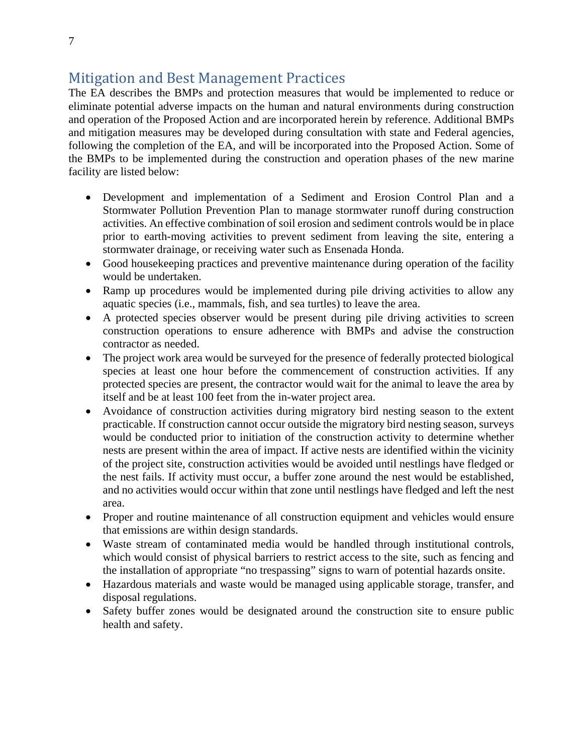## Mitigation and Best Management Practices

The EA describes the BMPs and protection measures that would be implemented to reduce or eliminate potential adverse impacts on the human and natural environments during construction and operation of the Proposed Action and are incorporated herein by reference. Additional BMPs and mitigation measures may be developed during consultation with state and Federal agencies, following the completion of the EA, and will be incorporated into the Proposed Action. Some of the BMPs to be implemented during the construction and operation phases of the new marine facility are listed below:

- Development and implementation of a Sediment and Erosion Control Plan and a Stormwater Pollution Prevention Plan to manage stormwater runoff during construction activities. An effective combination of soil erosion and sediment controls would be in place prior to earth-moving activities to prevent sediment from leaving the site, entering a stormwater drainage, or receiving water such as Ensenada Honda.
- Good housekeeping practices and preventive maintenance during operation of the facility would be undertaken.
- Ramp up procedures would be implemented during pile driving activities to allow any aquatic species (i.e., mammals, fish, and sea turtles) to leave the area.
- A protected species observer would be present during pile driving activities to screen construction operations to ensure adherence with BMPs and advise the construction contractor as needed.
- The project work area would be surveyed for the presence of federally protected biological species at least one hour before the commencement of construction activities. If any protected species are present, the contractor would wait for the animal to leave the area by itself and be at least 100 feet from the in-water project area.
- Avoidance of construction activities during migratory bird nesting season to the extent practicable. If construction cannot occur outside the migratory bird nesting season, surveys would be conducted prior to initiation of the construction activity to determine whether nests are present within the area of impact. If active nests are identified within the vicinity of the project site, construction activities would be avoided until nestlings have fledged or the nest fails. If activity must occur, a buffer zone around the nest would be established, and no activities would occur within that zone until nestlings have fledged and left the nest area.
- Proper and routine maintenance of all construction equipment and vehicles would ensure that emissions are within design standards.
- Waste stream of contaminated media would be handled through institutional controls, which would consist of physical barriers to restrict access to the site, such as fencing and the installation of appropriate "no trespassing" signs to warn of potential hazards onsite.
- Hazardous materials and waste would be managed using applicable storage, transfer, and disposal regulations.
- Safety buffer zones would be designated around the construction site to ensure public health and safety.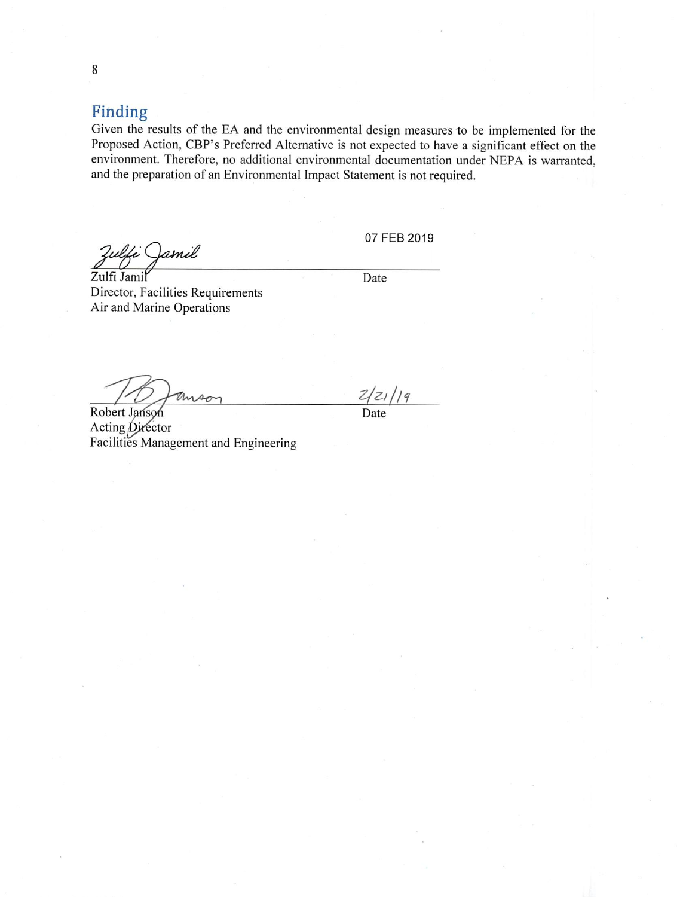## Finding

Given the results of the EA and the environmental design measures to be implemented for the Proposed Action, CBP's Preferred Alternative is not expected to have a significant effect on the environment. Therefore, no additional environmental documentation under NEPA is warranted, and the preparation of an Environmental Impact Statement is not required.

Zulfi Jamil
Zulfi Jamil
Director, Facilities Requirements
Air and Marine Operations

07 FEB 2019
Date

Robert Janson
Robert Janson
Acting Director
Facilities Management and Engineering

2/21/19
Date